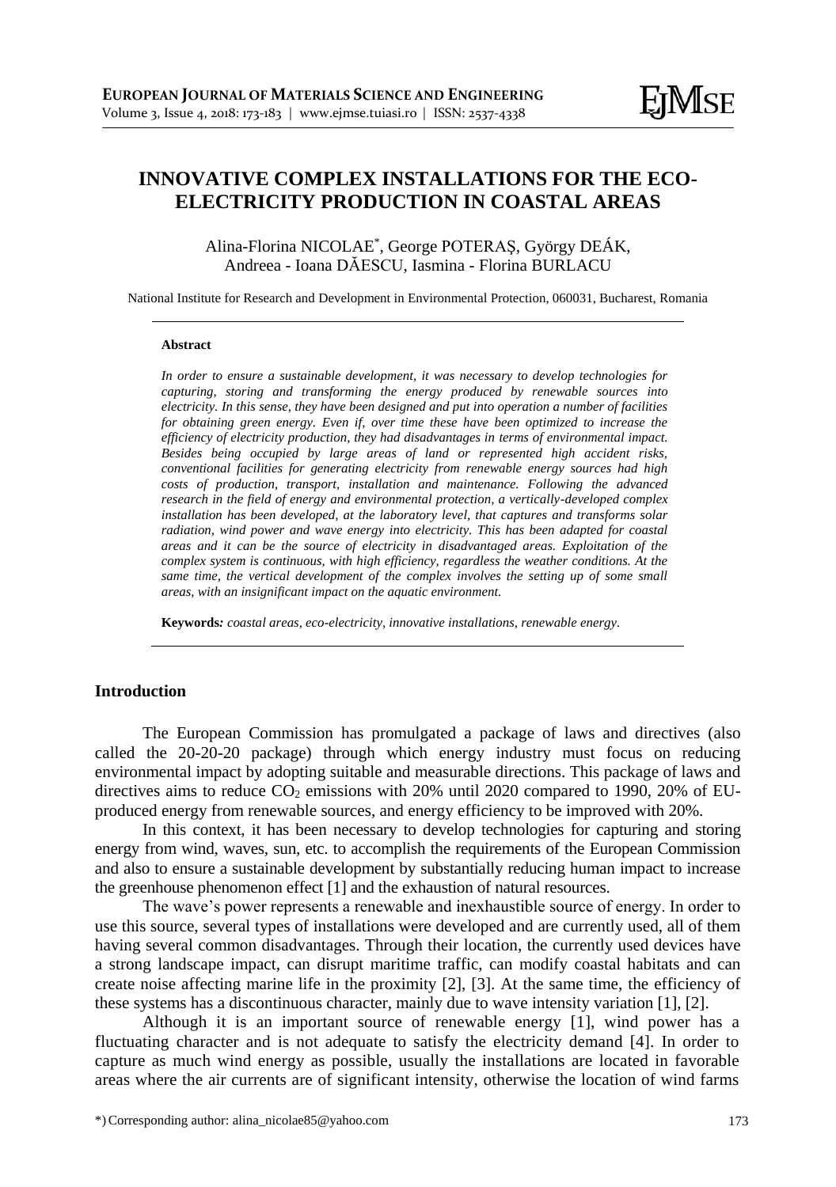# INNOVATIVE COMPLEX INSTALLATIONS FOR THE ECO-ELECTRICITY PRODUCTION IN COASTAL AREAS

Alina-Florina NICOLAE*, George POTERAȘ, György DEÁK, Andreea - Ioana DĂESCU, Iasmina - Florina BURLACU

National Institute for Research and Development in Environmental Protection, 060031, Bucharest, Romania

**Abstract**

*In order to ensure a sustainable development, it was necessary to develop technologies for capturing, storing and transforming the energy produced by renewable sources into electricity. In this sense, they have been designed and put into operation a number of facilities for obtaining green energy. Even if, over time these have been optimized to increase the efficiency of electricity production, they had disadvantages in terms of environmental impact. Besides being occupied by large areas of land or represented high accident risks, conventional facilities for generating electricity from renewable energy sources had high costs of production, transport, installation and maintenance. Following the advanced research in the field of energy and environmental protection, a vertically-developed complex installation has been developed, at the laboratory level, that captures and transforms solar radiation, wind power and wave energy into electricity. This has been adapted for coastal areas and it can be the source of electricity in disadvantaged areas. Exploitation of the complex system is continuous, with high efficiency, regardless the weather conditions. At the same time, the vertical development of the complex involves the setting up of some small areas, with an insignificant impact on the aquatic environment.*

**Keywords:** *coastal areas, eco-electricity, innovative installations, renewable energy.*

## Introduction

The European Commission has promulgated a package of laws and directives (also called the 20-20-20 package) through which energy industry must focus on reducing environmental impact by adopting suitable and measurable directions. This package of laws and directives aims to reduce $CO_2$ emissions with 20% until 2020 compared to 1990, 20% of EU-produced energy from renewable sources, and energy efficiency to be improved with 20%.

In this context, it has been necessary to develop technologies for capturing and storing energy from wind, waves, sun, etc. to accomplish the requirements of the European Commission and also to ensure a sustainable development by substantially reducing human impact to increase the greenhouse phenomenon effect [1] and the exhaustion of natural resources.

The wave's power represents a renewable and inexhaustible source of energy. In order to use this source, several types of installations were developed and are currently used, all of them having several common disadvantages. Through their location, the currently used devices have a strong landscape impact, can disrupt maritime traffic, can modify coastal habitats and can create noise affecting marine life in the proximity [2], [3]. At the same time, the efficiency of these systems has a discontinuous character, mainly due to wave intensity variation [1], [2].

Although it is an important source of renewable energy [1], wind power has a fluctuating character and is not adequate to satisfy the electricity demand [4]. In order to capture as much wind energy as possible, usually the installations are located in favorable areas where the air currents are of significant intensity, otherwise the location of wind farms

*) Corresponding author: alina_nicolae85@yahoo.com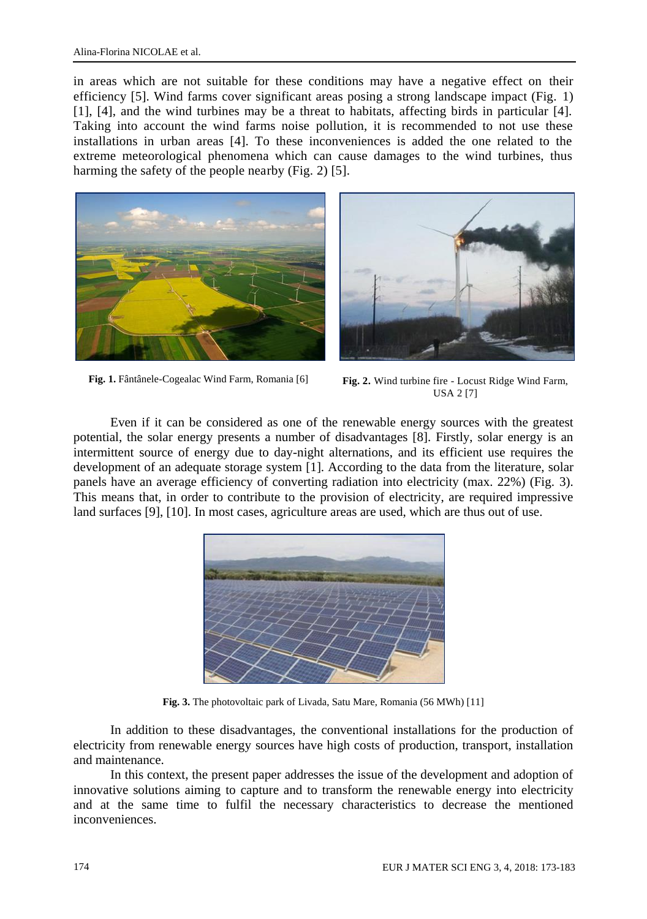in areas which are not suitable for these conditions may have a negative effect on their efficiency [5]. Wind farms cover significant areas posing a strong landscape impact (Fig. 1) [1], [4], and the wind turbines may be a threat to habitats, affecting birds in particular [4]. Taking into account the wind farms noise pollution, it is recommended to not use these installations in urban areas [4]. To these inconveniences is added the one related to the extreme meteorological phenomena which can cause damages to the wind turbines, thus harming the safety of the people nearby (Fig. 2) [5].

**Fig. 1.** Fântânele-Cogealac Wind Farm, Romania [6]

**Fig. 2.** Wind turbine fire - Locust Ridge Wind Farm, USA 2 [7]

Even if it can be considered as one of the renewable energy sources with the greatest potential, the solar energy presents a number of disadvantages [8]. Firstly, solar energy is an intermittent source of energy due to day-night alternations, and its efficient use requires the development of an adequate storage system [1]. According to the data from the literature, solar panels have an average efficiency of converting radiation into electricity (max. 22%) (Fig. 3). This means that, in order to contribute to the provision of electricity, are required impressive land surfaces [9], [10]. In most cases, agriculture areas are used, which are thus out of use.

**Fig. 3.** The photovoltaic park of Livada, Satu Mare, Romania (56 MWh) [11]

In addition to these disadvantages, the conventional installations for the production of electricity from renewable energy sources have high costs of production, transport, installation and maintenance.

In this context, the present paper addresses the issue of the development and adoption of innovative solutions aiming to capture and to transform the renewable energy into electricity and at the same time to fulfil the necessary characteristics to decrease the mentioned inconveniences.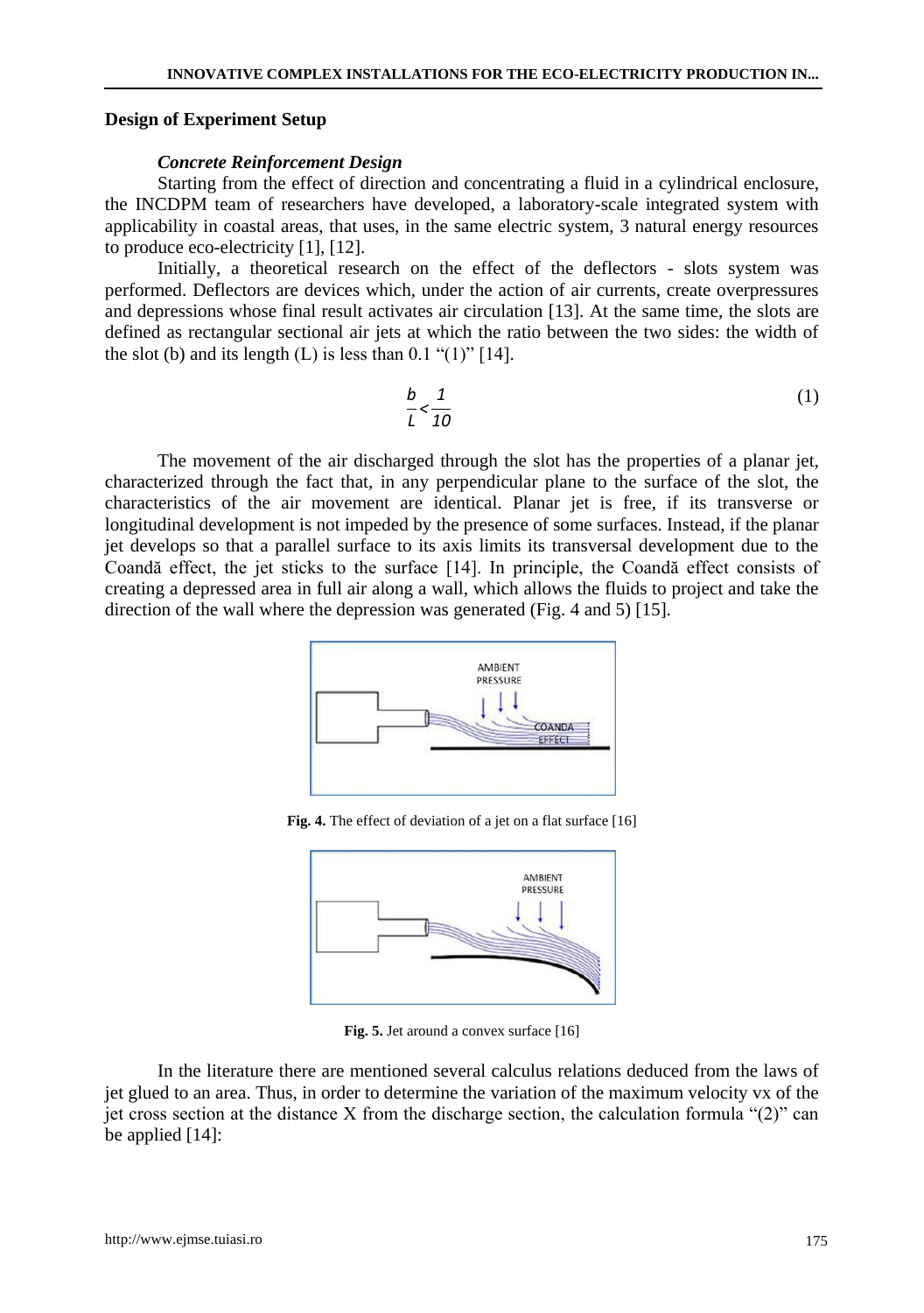## Design of Experiment Setup

### *Concrete Reinforcement Design*

Starting from the effect of direction and concentrating a fluid in a cylindrical enclosure, the INCDPM team of researchers have developed, a laboratory-scale integrated system with applicability in coastal areas, that uses, in the same electric system, 3 natural energy resources to produce eco-electricity [1], [12].

Initially, a theoretical research on the effect of the deflectors - slots system was performed. Deflectors are devices which, under the action of air currents, create overpressures and depressions whose final result activates air circulation [13]. At the same time, the slots are defined as rectangular sectional air jets at which the ratio between the two sides: the width of the slot (b) and its length (L) is less than 0.1 "(1)" [14].

$$\frac{b}{L} < \frac{1}{10} \tag{1}$$

The movement of the air discharged through the slot has the properties of a planar jet, characterized through the fact that, in any perpendicular plane to the surface of the slot, the characteristics of the air movement are identical. Planar jet is free, if its transverse or longitudinal development is not impeded by the presence of some surfaces. Instead, if the planar jet develops so that a parallel surface to its axis limits its transversal development due to the Coandă effect, the jet sticks to the surface [14]. In principle, the Coandă effect consists of creating a depressed area in full air along a wall, which allows the fluids to project and take the direction of the wall where the depression was generated (Fig. 4 and 5) [15].

**Fig. 4.** The effect of deviation of a jet on a flat surface [16]

**Fig. 5.** Jet around a convex surface [16]

In the literature there are mentioned several calculus relations deduced from the laws of jet glued to an area. Thus, in order to determine the variation of the maximum velocity vx of the jet cross section at the distance X from the discharge section, the calculation formula "(2)" can be applied [14]: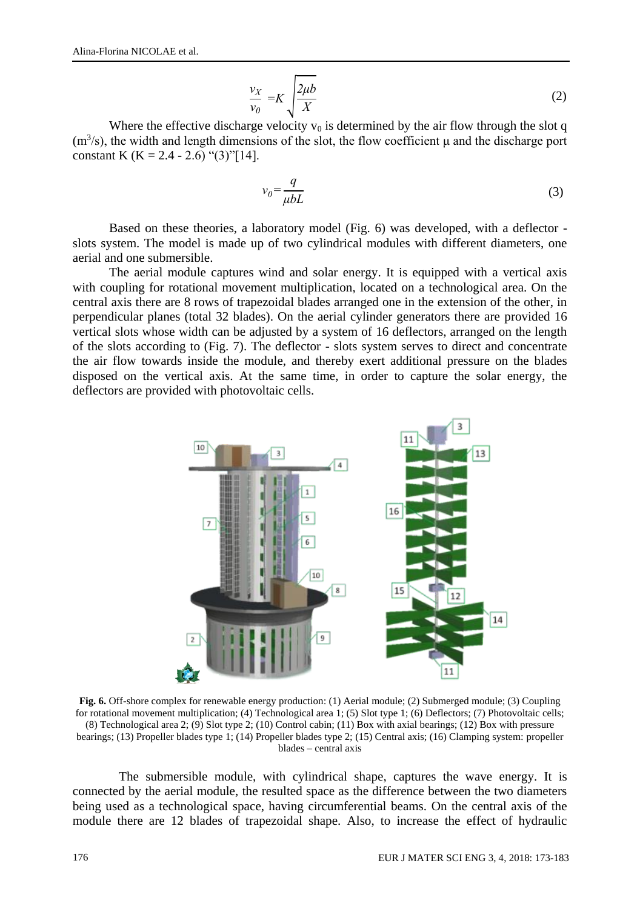$$\frac{v_X}{v_0} = K\sqrt{\frac{2\mu b}{X}} \tag{2}$$

Where the effective discharge velocity $v_0$ is determined by the air flow through the slot q ($m^3/s$), the width and length dimensions of the slot, the flow coefficient μ and the discharge port constant K (K = 2.4 - 2.6) "(3)"[14].

$$v_0 = \frac{q}{\mu bL} \tag{3}$$

Based on these theories, a laboratory model (Fig. 6) was developed, with a deflector - slots system. The model is made up of two cylindrical modules with different diameters, one aerial and one submersible.

The aerial module captures wind and solar energy. It is equipped with a vertical axis with coupling for rotational movement multiplication, located on a technological area. On the central axis there are 8 rows of trapezoidal blades arranged one in the extension of the other, in perpendicular planes (total 32 blades). On the aerial cylinder generators there are provided 16 vertical slots whose width can be adjusted by a system of 16 deflectors, arranged on the length of the slots according to (Fig. 7). The deflector - slots system serves to direct and concentrate the air flow towards inside the module, and thereby exert additional pressure on the blades disposed on the vertical axis. At the same time, in order to capture the solar energy, the deflectors are provided with photovoltaic cells.

**Fig. 6.** Off-shore complex for renewable energy production: (1) Aerial module; (2) Submerged module; (3) Coupling for rotational movement multiplication; (4) Technological area 1; (5) Slot type 1; (6) Deflectors; (7) Photovoltaic cells; (8) Technological area 2; (9) Slot type 2; (10) Control cabin; (11) Box with axial bearings; (12) Box with pressure bearings; (13) Propeller blades type 1; (14) Propeller blades type 2; (15) Central axis; (16) Clamping system: propeller blades – central axis

The submersible module, with cylindrical shape, captures the wave energy. It is connected by the aerial module, the resulted space as the difference between the two diameters being used as a technological space, having circumferential beams. On the central axis of the module there are 12 blades of trapezoidal shape. Also, to increase the effect of hydraulic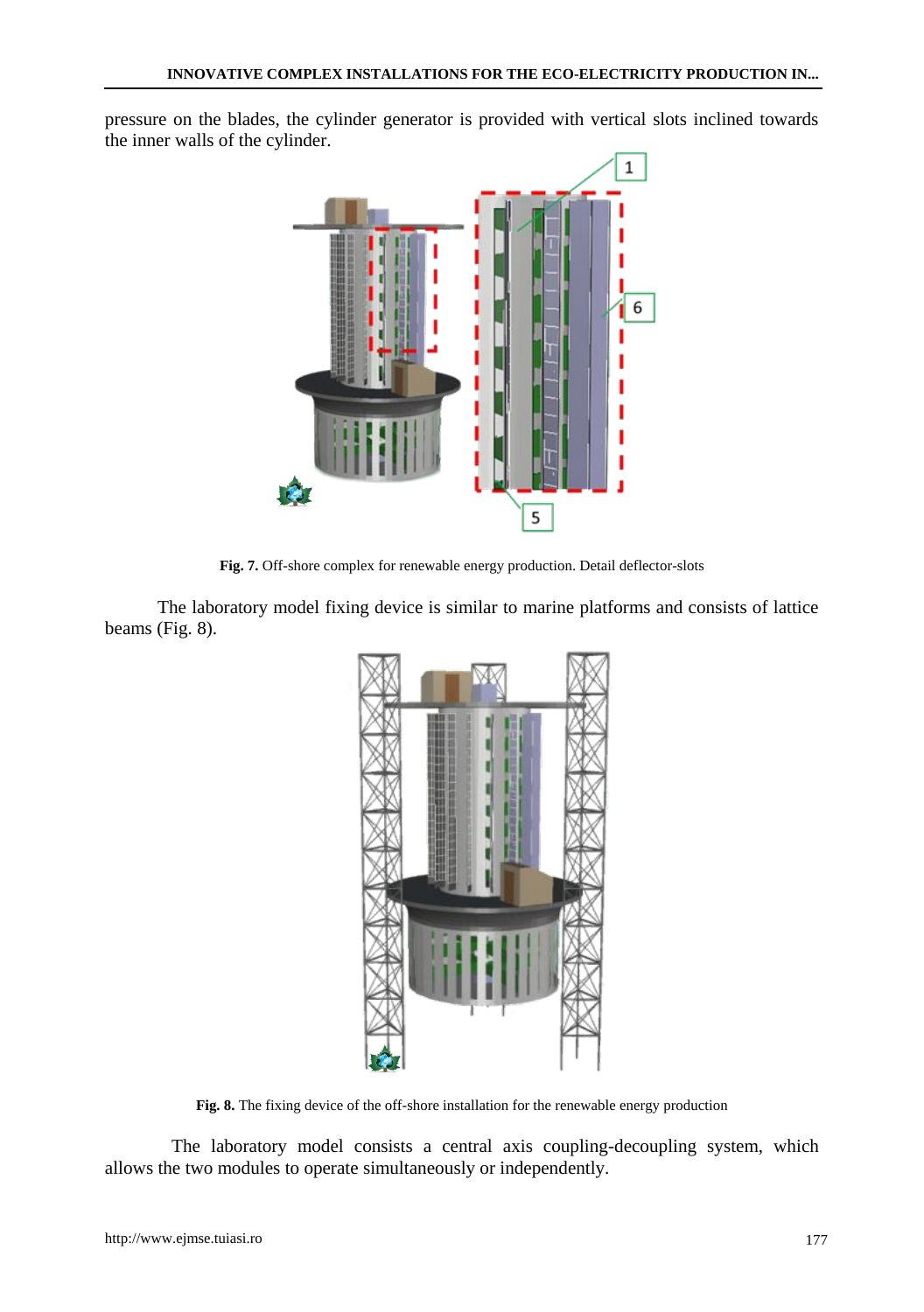pressure on the blades, the cylinder generator is provided with vertical slots inclined towards the inner walls of the cylinder.

**Fig. 7.** Off-shore complex for renewable energy production. Detail deflector-slots

The laboratory model fixing device is similar to marine platforms and consists of lattice beams (Fig. 8).

**Fig. 8.** The fixing device of the off-shore installation for the renewable energy production

The laboratory model consists a central axis coupling-decoupling system, which allows the two modules to operate simultaneously or independently.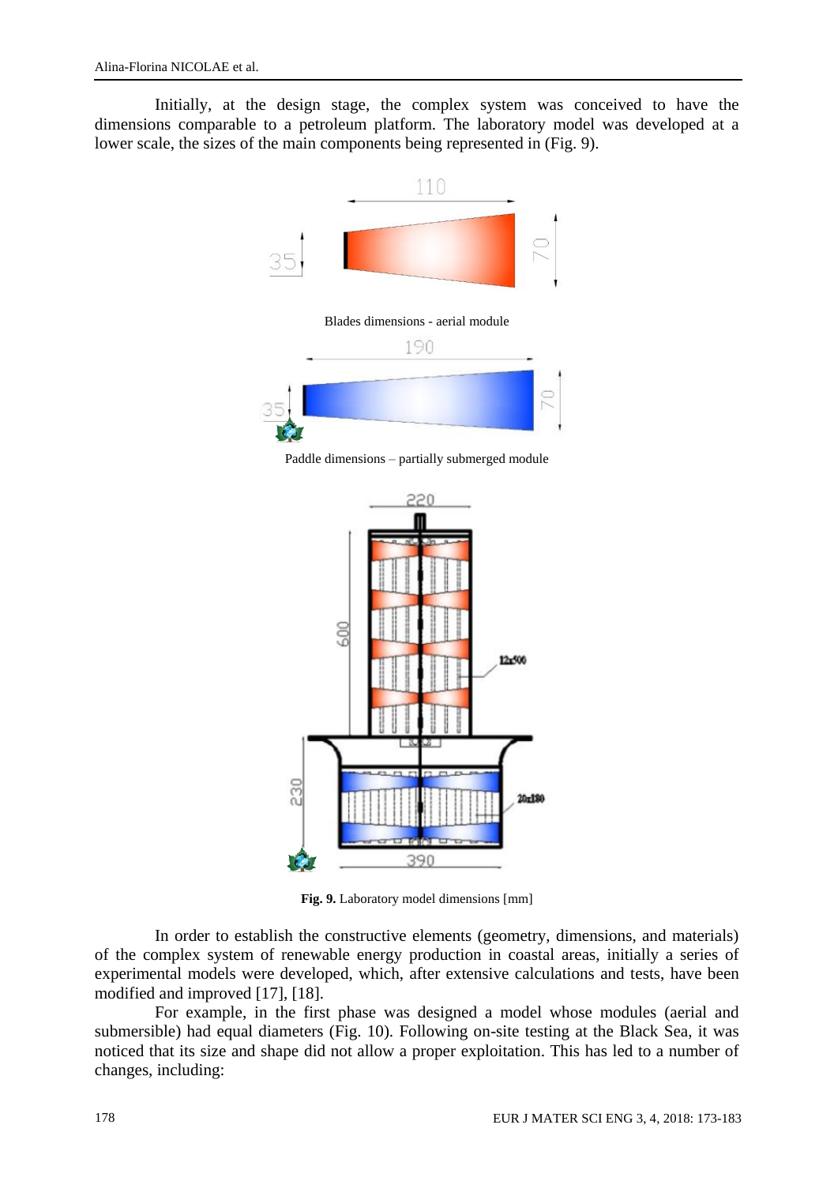Initially, at the design stage, the complex system was conceived to have the dimensions comparable to a petroleum platform. The laboratory model was developed at a lower scale, the sizes of the main components being represented in (Fig. 9).

Blades dimensions - aerial module

Paddle dimensions – partially submerged module

**Fig. 9.** Laboratory model dimensions [mm]

In order to establish the constructive elements (geometry, dimensions, and materials) of the complex system of renewable energy production in coastal areas, initially a series of experimental models were developed, which, after extensive calculations and tests, have been modified and improved [17], [18].

For example, in the first phase was designed a model whose modules (aerial and submersible) had equal diameters (Fig. 10). Following on-site testing at the Black Sea, it was noticed that its size and shape did not allow a proper exploitation. This has led to a number of changes, including: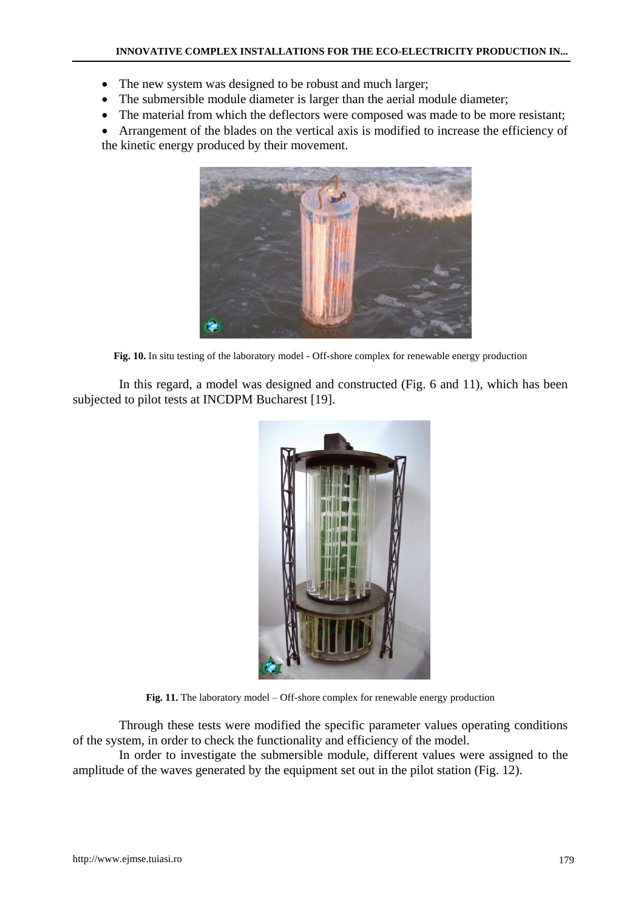- The new system was designed to be robust and much larger;
- The submersible module diameter is larger than the aerial module diameter;
- The material from which the deflectors were composed was made to be more resistant;
- Arrangement of the blades on the vertical axis is modified to increase the efficiency of the kinetic energy produced by their movement.

**Fig. 10.** In situ testing of the laboratory model - Off-shore complex for renewable energy production

In this regard, a model was designed and constructed (Fig. 6 and 11), which has been subjected to pilot tests at INCDPM Bucharest [19].

**Fig. 11.** The laboratory model – Off-shore complex for renewable energy production

Through these tests were modified the specific parameter values operating conditions of the system, in order to check the functionality and efficiency of the model.

In order to investigate the submersible module, different values were assigned to the amplitude of the waves generated by the equipment set out in the pilot station (Fig. 12).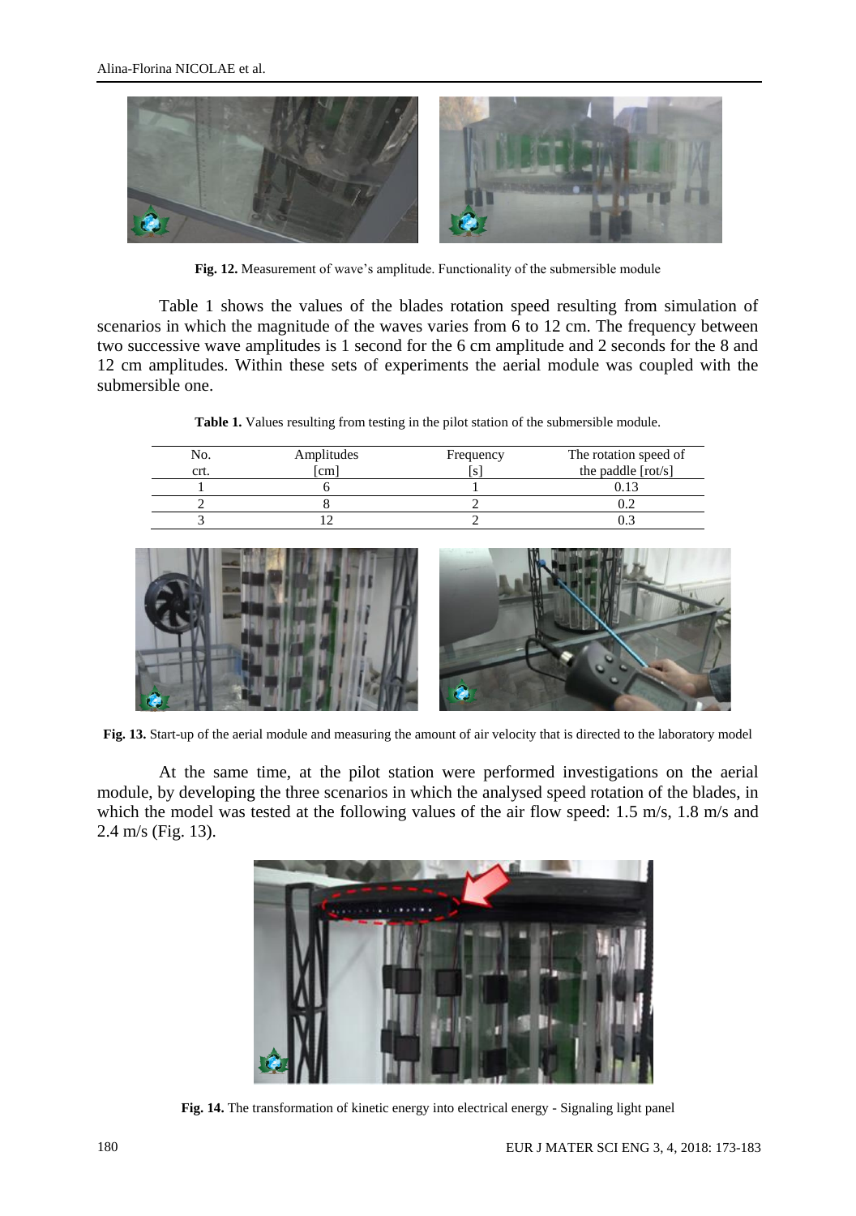**Fig. 12.** Measurement of wave's amplitude. Functionality of the submersible module

Table 1 shows the values of the blades rotation speed resulting from simulation of scenarios in which the magnitude of the waves varies from 6 to 12 cm. The frequency between two successive wave amplitudes is 1 second for the 6 cm amplitude and 2 seconds for the 8 and 12 cm amplitudes. Within these sets of experiments the aerial module was coupled with the submersible one.

**Table 1.** Values resulting from testing in the pilot station of the submersible module.

| No. crt. | Amplitudes [cm] | Frequency [s] | The rotation speed of the paddle [rot/s] |
|---|---|---|---|
| 1 | 6 | 1 | 0.13 |
| 2 | 8 | 2 | 0.2 |
| 3 | 12 | 2 | 0.3 |

**Fig. 13.** Start-up of the aerial module and measuring the amount of air velocity that is directed to the laboratory model

At the same time, at the pilot station were performed investigations on the aerial module, by developing the three scenarios in which the analysed speed rotation of the blades, in which the model was tested at the following values of the air flow speed: 1.5 m/s, 1.8 m/s and 2.4 m/s (Fig. 13).

**Fig. 14.** The transformation of kinetic energy into electrical energy - Signaling light panel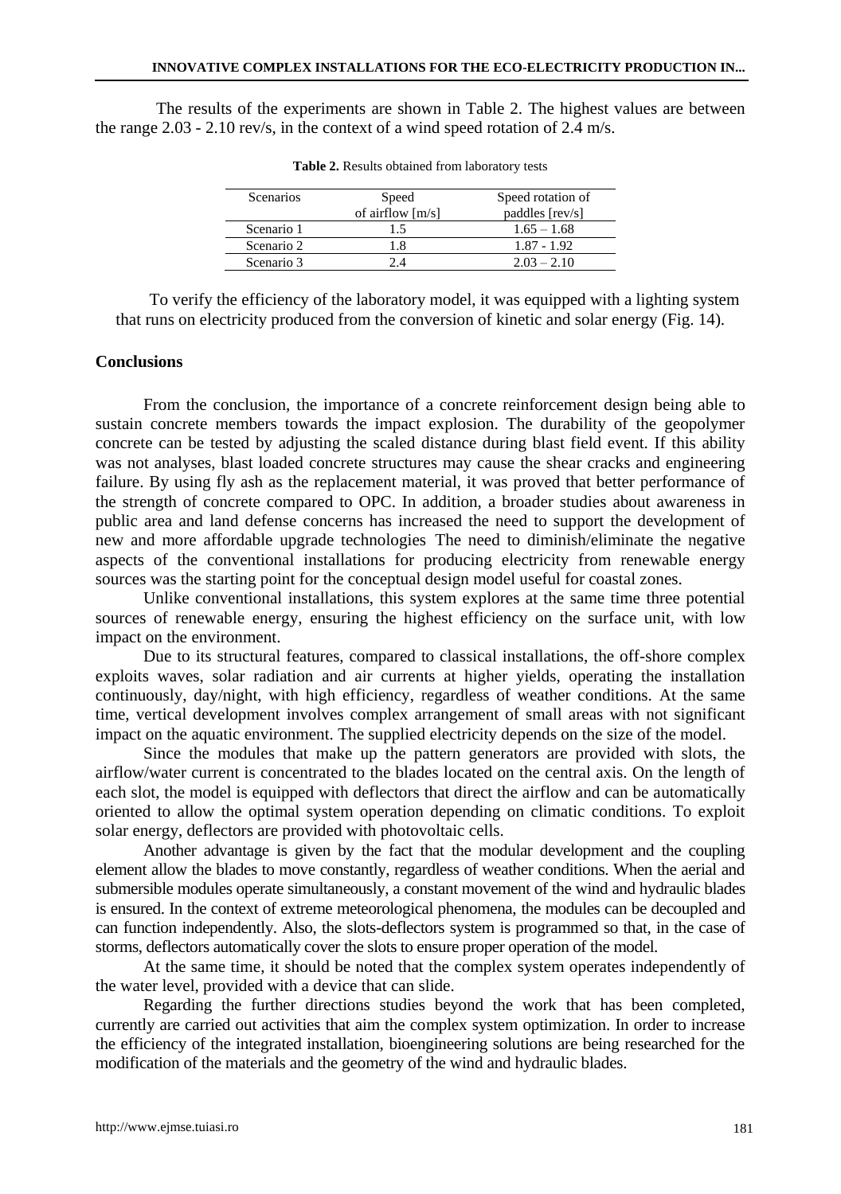The results of the experiments are shown in Table 2. The highest values are between the range 2.03 - 2.10 rev/s, in the context of a wind speed rotation of 2.4 m/s.

**Table 2.** Results obtained from laboratory tests

| Scenarios | Speed of airflow [m/s] | Speed rotation of paddles [rev/s] |
|---|---|---|
| Scenario 1 | 1.5 | 1.65 – 1.68 |
| Scenario 2 | 1.8 | 1.87 - 1.92 |
| Scenario 3 | 2.4 | 2.03 – 2.10 |

To verify the efficiency of the laboratory model, it was equipped with a lighting system that runs on electricity produced from the conversion of kinetic and solar energy (Fig. 14).

## Conclusions

From the conclusion, the importance of a concrete reinforcement design being able to sustain concrete members towards the impact explosion. The durability of the geopolymer concrete can be tested by adjusting the scaled distance during blast field event. If this ability was not analyses, blast loaded concrete structures may cause the shear cracks and engineering failure. By using fly ash as the replacement material, it was proved that better performance of the strength of concrete compared to OPC. In addition, a broader studies about awareness in public area and land defense concerns has increased the need to support the development of new and more affordable upgrade technologies The need to diminish/eliminate the negative aspects of the conventional installations for producing electricity from renewable energy sources was the starting point for the conceptual design model useful for coastal zones.

Unlike conventional installations, this system explores at the same time three potential sources of renewable energy, ensuring the highest efficiency on the surface unit, with low impact on the environment.

Due to its structural features, compared to classical installations, the off-shore complex exploits waves, solar radiation and air currents at higher yields, operating the installation continuously, day/night, with high efficiency, regardless of weather conditions. At the same time, vertical development involves complex arrangement of small areas with not significant impact on the aquatic environment. The supplied electricity depends on the size of the model.

Since the modules that make up the pattern generators are provided with slots, the airflow/water current is concentrated to the blades located on the central axis. On the length of each slot, the model is equipped with deflectors that direct the airflow and can be automatically oriented to allow the optimal system operation depending on climatic conditions. To exploit solar energy, deflectors are provided with photovoltaic cells.

Another advantage is given by the fact that the modular development and the coupling element allow the blades to move constantly, regardless of weather conditions. When the aerial and submersible modules operate simultaneously, a constant movement of the wind and hydraulic blades is ensured. In the context of extreme meteorological phenomena, the modules can be decoupled and can function independently. Also, the slots-deflectors system is programmed so that, in the case of storms, deflectors automatically cover the slots to ensure proper operation of the model.

At the same time, it should be noted that the complex system operates independently of the water level, provided with a device that can slide.

Regarding the further directions studies beyond the work that has been completed, currently are carried out activities that aim the complex system optimization. In order to increase the efficiency of the integrated installation, bioengineering solutions are being researched for the modification of the materials and the geometry of the wind and hydraulic blades.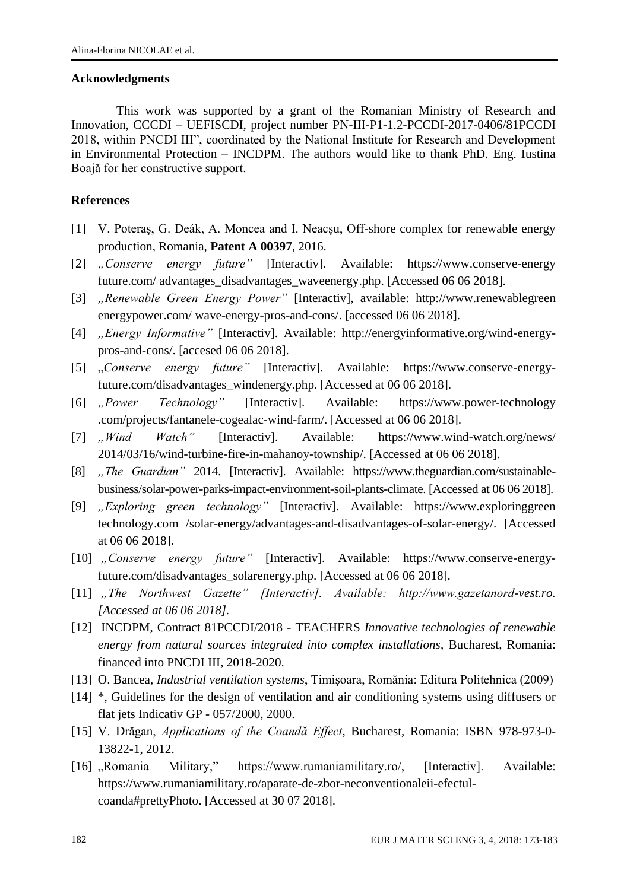### Acknowledgments

This work was supported by a grant of the Romanian Ministry of Research and Innovation, CCCDI – UEFISCDI, project number PN-III-P1-1.2-PCCDI-2017-0406/81PCCDI 2018, within PNCDI III", coordinated by the National Institute for Research and Development in Environmental Protection – INCDPM. The authors would like to thank PhD. Eng. Iustina Boajă for her constructive support.

### References

[1] V. Poteraş, G. Deák, A. Moncea and I. Neacşu, Off-shore complex for renewable energy production, Romania, **Patent A 00397**, 2016.

[2] *„Conserve energy future"* [Interactiv]. Available: https://www.conserve-energy future.com/ advantages_disadvantages_waveenergy.php. [Accessed 06 06 2018].

[3] *„Renewable Green Energy Power"* [Interactiv], available: http://www.renewablegreen energypower.com/ wave-energy-pros-and-cons/. [accessed 06 06 2018].

[4] *„Energy Informative"* [Interactiv]. Available: http://energyinformative.org/wind-energy-pros-and-cons/. [accesed 06 06 2018].

[5] „*Conserve energy future"* [Interactiv]. Available: https://www.conserve-energy-future.com/disadvantages_windenergy.php. [Accessed at 06 06 2018].

[6] *„Power Technology"* [Interactiv]. Available: https://www.power-technology .com/projects/fantanele-cogealac-wind-farm/. [Accessed at 06 06 2018].

[7] *„Wind Watch"* [Interactiv]. Available: https://www.wind-watch.org/news/ 2014/03/16/wind-turbine-fire-in-mahanoy-township/. [Accessed at 06 06 2018].

[8] *„The Guardian"* 2014. [Interactiv]. Available: https://www.theguardian.com/sustainable-business/solar-power-parks-impact-environment-soil-plants-climate. [Accessed at 06 06 2018].

[9] *„Exploring green technology"* [Interactiv]. Available: https://www.exploringgreen technology.com /solar-energy/advantages-and-disadvantages-of-solar-energy/. [Accessed at 06 06 2018].

[10] *„Conserve energy future"* [Interactiv]. Available: https://www.conserve-energy-future.com/disadvantages_solarenergy.php. [Accessed at 06 06 2018].

[11] *„The Northwest Gazette" [Interactiv]. Available: http://www.gazetanord-vest.ro. [Accessed at 06 06 2018].*

[12] INCDPM, Contract 81PCCDI/2018 - TEACHERS *Innovative technologies of renewable energy from natural sources integrated into complex installations*, Bucharest, Romania: financed into PNCDI III, 2018-2020.

[13] O. Bancea, *Industrial ventilation systems*, Timişoara, Romănia: Editura Politehnica (2009)

[14] *, Guidelines for the design of ventilation and air conditioning systems using diffusers or flat jets Indicativ GP - 057/2000, 2000.

[15] V. Drăgan, *Applications of the Coandă Effect*, Bucharest, Romania: ISBN 978-973-0-13822-1, 2012.

[16] „Romania Military," https://www.rumaniamilitary.ro/, [Interactiv]. Available: https://www.rumaniamilitary.ro/aparate-de-zbor-neconventionaleii-efectul-coanda#prettyPhoto. [Accessed at 30 07 2018].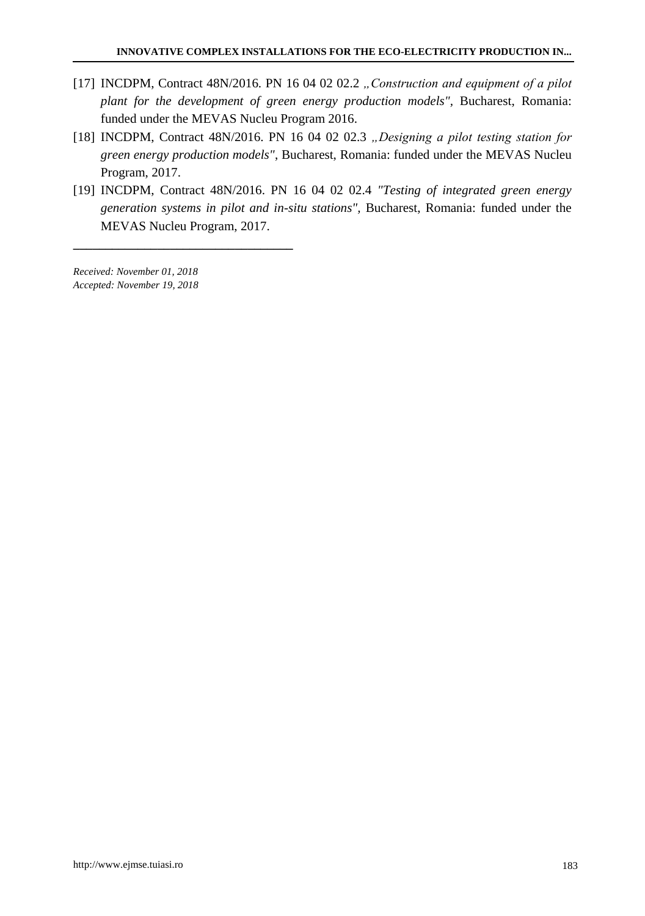[17] INCDPM, Contract 48N/2016. PN 16 04 02 02.2 *„Construction and equipment of a pilot plant for the development of green energy production models"*, Bucharest, Romania: funded under the MEVAS Nucleu Program 2016.

[18] INCDPM, Contract 48N/2016. PN 16 04 02 02.3 *„Designing a pilot testing station for green energy production models"*, Bucharest, Romania: funded under the MEVAS Nucleu Program, 2017.

[19] INCDPM, Contract 48N/2016. PN 16 04 02 02.4 *"Testing of integrated green energy generation systems in pilot and in-situ stations"*, Bucharest, Romania: funded under the MEVAS Nucleu Program, 2017.

---

*Received: November 01, 2018*
*Accepted: November 19, 2018*